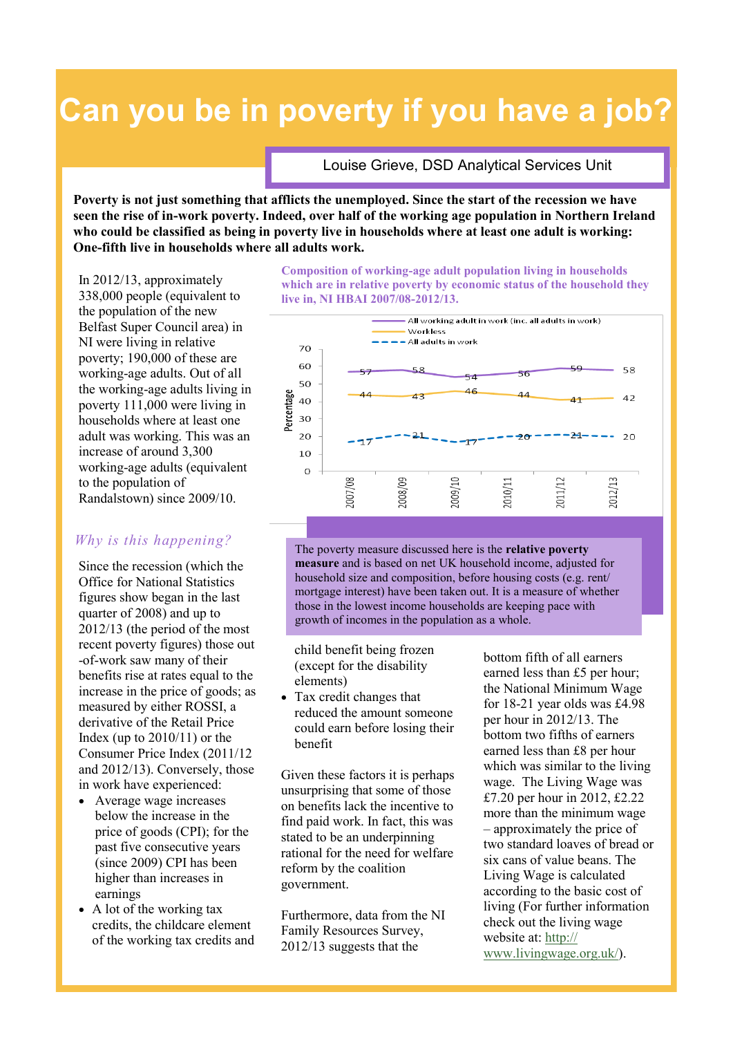# Can you be in poverty if you have a job?

Louise Grieve, DSD Analytical Services Unit

**Poverty is not just something that afflicts the unemployed. Since the start of the recession we have seen the rise of in-work poverty. Indeed, over half of the working age population in Northern Ireland who could be classified as being in poverty live in households where at least one adult is working: One-fifth live in households where all adults work.**

In 2012/13, approximately 338,000 people (equivalent to the population of the new Belfast Super Council area) in NI were living in relative poverty; 190,000 of these are working-age adults. Out of all the working-age adults living in poverty 111,000 were living in households where at least one adult was working. This was an increase of around 3,300 working-age adults (equivalent to the population of Randalstown) since 2009/10.

**Composition of working-age adult population living in households which are in relative poverty by economic status of the household they live in, NI HBAI 2007/08-2012/13.**

| Percentage | 2007/08 | 2008/09 | 2009/10 | 2010/11 | 2011/12 | 2012/13 |
|---|---|---|---|---|---|---|
| All working adult in work (inc. all adults in work) | 57 | 58 | 54 | 56 | 59 | 58 |
| Workless | 44 | 43 | 46 | 44 | 41 | 42 |
| All adults in work | 17 | 21 | 17 | 20 | 21 | 20 |

The poverty measure discussed here is the **relative poverty measure** and is based on net UK household income, adjusted for household size and composition, before housing costs (e.g. rent/ mortgage interest) have been taken out. It is a measure of whether those in the lowest income households are keeping pace with growth of incomes in the population as a whole.

## *Why is this happening?*

Since the recession (which the Office for National Statistics figures show began in the last quarter of 2008) and up to 2012/13 (the period of the most recent poverty figures) those out -of-work saw many of their benefits rise at rates equal to the increase in the price of goods; as measured by either ROSSI, a derivative of the Retail Price Index (up to 2010/11) or the Consumer Price Index (2011/12 and 2012/13). Conversely, those in work have experienced:

- Average wage increases below the increase in the price of goods (CPI); for the past five consecutive years (since 2009) CPI has been higher than increases in earnings
- A lot of the working tax credits, the childcare element of the working tax credits and child benefit being frozen (except for the disability elements)
- Tax credit changes that reduced the amount someone could earn before losing their benefit

Given these factors it is perhaps unsurprising that some of those on benefits lack the incentive to find paid work. In fact, this was stated to be an underpinning rational for the need for welfare reform by the coalition government.

Furthermore, data from the NI Family Resources Survey, 2012/13 suggests that the bottom fifth of all earners earned less than £5 per hour; the National Minimum Wage for 18-21 year olds was £4.98 per hour in 2012/13. The bottom two fifths of earners earned less than £8 per hour which was similar to the living wage. The Living Wage was £7.20 per hour in 2012, £2.22 more than the minimum wage – approximately the price of two standard loaves of bread or six cans of value beans. The Living Wage is calculated according to the basic cost of living (For further information check out the living wage website at: http://www.livingwage.org.uk/).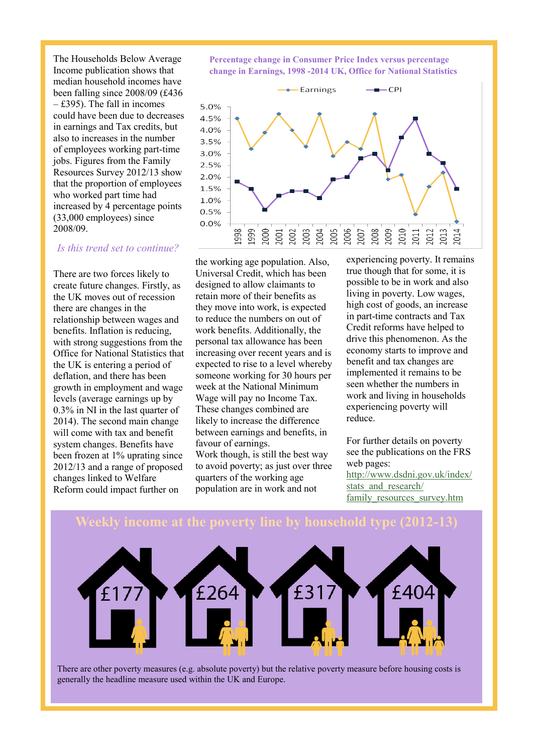The Households Below Average Income publication shows that median household incomes have been falling since 2008/09 (£436 – £395). The fall in incomes could have been due to decreases in earnings and Tax credits, but also to increases in the number of employees working part-time jobs. Figures from the Family Resources Survey 2012/13 show that the proportion of employees who worked part time had increased by 4 percentage points (33,000 employees) since 2008/09.

**Percentage change in Consumer Price Index versus percentage change in Earnings, 1998 -2014 UK, Office for National Statistics**

Earnings
CPI

5.0%
4.5%
4.0%
3.5%
3.0%
2.5%
2.0%
1.5%
1.0%
0.5%
0.0%

1998 1999 2000 2001 2002 2003 2004 2005 2006 2007 2008 2009 2010 2011 2012 2013 2014

*Is this trend set to continue?*

There are two forces likely to create future changes. Firstly, as the UK moves out of recession there are changes in the relationship between wages and benefits. Inflation is reducing, with strong suggestions from the Office for National Statistics that the UK is entering a period of deflation, and there has been growth in employment and wage levels (average earnings up by 0.3% in NI in the last quarter of 2014). The second main change will come with tax and benefit system changes. Benefits have been frozen at 1% uprating since 2012/13 and a range of proposed changes linked to Welfare Reform could impact further on the working age population. Also, Universal Credit, which has been designed to allow claimants to retain more of their benefits as they move into work, is expected to reduce the numbers on out of work benefits. Additionally, the personal tax allowance has been increasing over recent years and is expected to rise to a level whereby someone working for 30 hours per week at the National Minimum Wage will pay no Income Tax. These changes combined are likely to increase the difference between earnings and benefits, in favour of earnings.

Work though, is still the best way to avoid poverty; as just over three quarters of the working age population are in work and not experiencing poverty. It remains true though that for some, it is possible to be in work and also living in poverty. Low wages, high cost of goods, an increase in part-time contracts and Tax Credit reforms have helped to drive this phenomenon. As the economy starts to improve and benefit and tax changes are implemented it remains to be seen whether the numbers in work and living in households experiencing poverty will reduce.

For further details on poverty see the publications on the FRS web pages: http://www.dsdni.gov.uk/index/stats_and_research/family_resources_survey.htm

## Weekly income at the poverty line by household type (2012-13)

£177
£264
£317
£404

There are other poverty measures (e.g. absolute poverty) but the relative poverty measure before housing costs is generally the headline measure used within the UK and Europe.